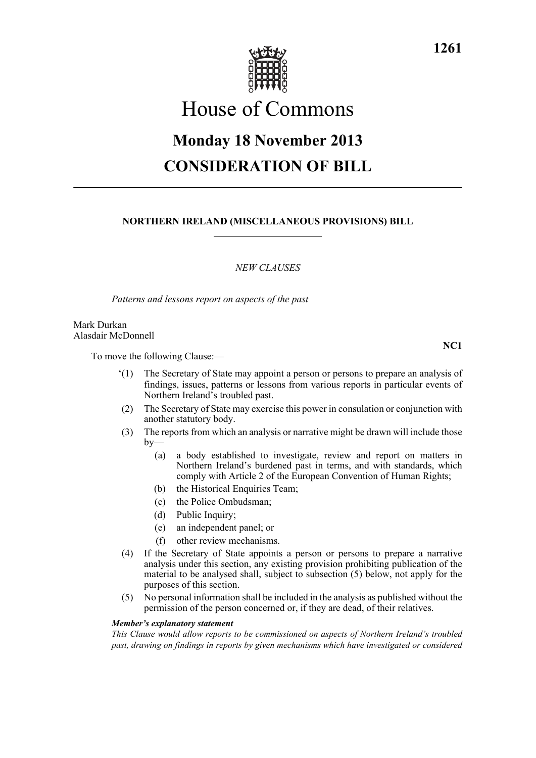# House of Commons

## Monday 18 November 2013

## CONSIDERATION OF BILL

---

### NORTHERN IRELAND (MISCELLANEOUS PROVISIONS) BILL

*NEW CLAUSES*

*Patterns and lessons report on aspects of the past*

Mark Durkan
Alasdair McDonnell

**NC1**

To move the following Clause:—

'(1) The Secretary of State may appoint a person or persons to prepare an analysis of findings, issues, patterns or lessons from various reports in particular events of Northern Ireland's troubled past.

(2) The Secretary of State may exercise this power in consulation or conjunction with another statutory body.

(3) The reports from which an analysis or narrative might be drawn will include those by—

  (a) a body established to investigate, review and report on matters in Northern Ireland's burdened past in terms, and with standards, which comply with Article 2 of the European Convention of Human Rights;

  (b) the Historical Enquiries Team;

  (c) the Police Ombudsman;

  (d) Public Inquiry;

  (e) an independent panel; or

  (f) other review mechanisms.

(4) If the Secretary of State appoints a person or persons to prepare a narrative analysis under this section, any existing provision prohibiting publication of the material to be analysed shall, subject to subsection (5) below, not apply for the purposes of this section.

(5) No personal information shall be included in the analysis as published without the permission of the person concerned or, if they are dead, of their relatives.

***Member's explanatory statement***

*This Clause would allow reports to be commissioned on aspects of Northern Ireland's troubled past, drawing on findings in reports by given mechanisms which have investigated or considered*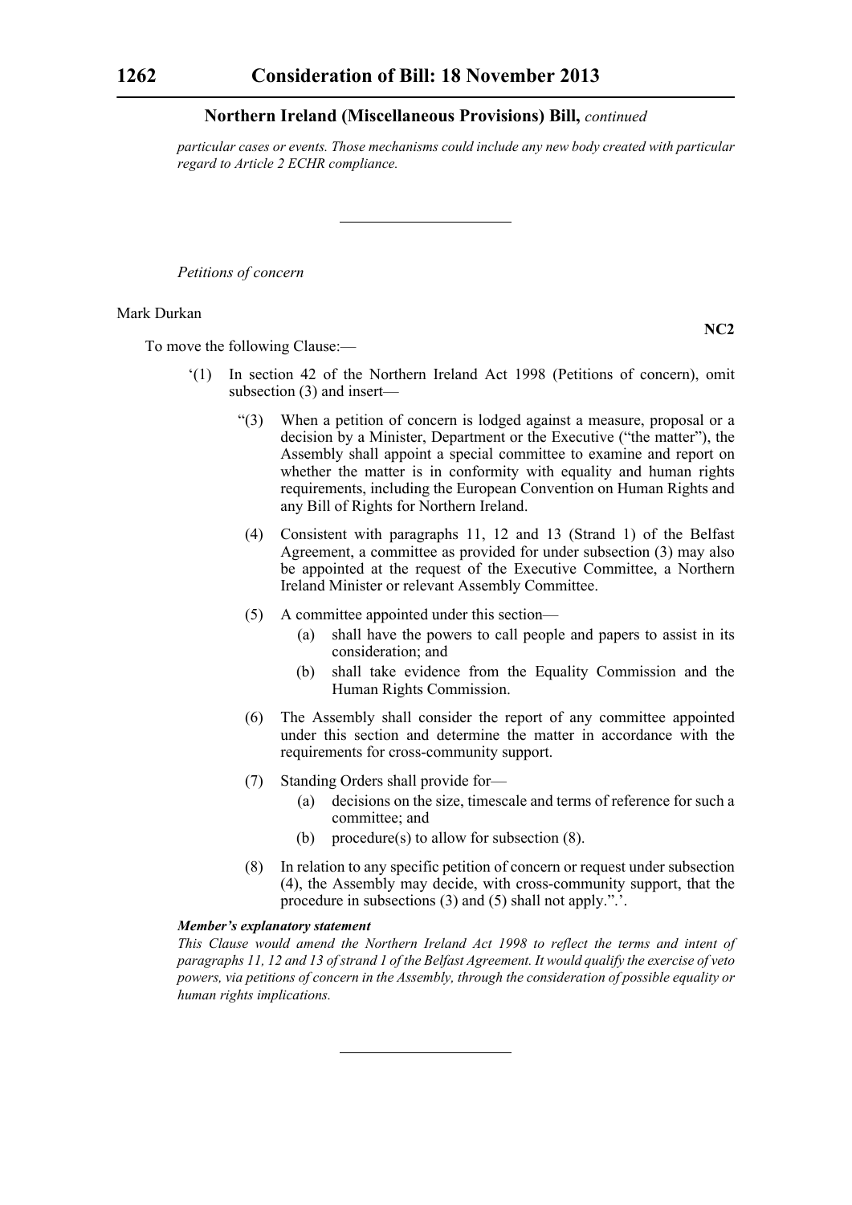*particular cases or events. Those mechanisms could include any new body created with particular regard to Article 2 ECHR compliance.*

---

*Petitions of concern*

Mark Durkan

**NC2**

To move the following Clause:—

'(1) In section 42 of the Northern Ireland Act 1998 (Petitions of concern), omit subsection (3) and insert—

"(3) When a petition of concern is lodged against a measure, proposal or a decision by a Minister, Department or the Executive ("the matter"), the Assembly shall appoint a special committee to examine and report on whether the matter is in conformity with equality and human rights requirements, including the European Convention on Human Rights and any Bill of Rights for Northern Ireland.

(4) Consistent with paragraphs 11, 12 and 13 (Strand 1) of the Belfast Agreement, a committee as provided for under subsection (3) may also be appointed at the request of the Executive Committee, a Northern Ireland Minister or relevant Assembly Committee.

(5) A committee appointed under this section—

(a) shall have the powers to call people and papers to assist in its consideration; and

(b) shall take evidence from the Equality Commission and the Human Rights Commission.

(6) The Assembly shall consider the report of any committee appointed under this section and determine the matter in accordance with the requirements for cross-community support.

(7) Standing Orders shall provide for—

(a) decisions on the size, timescale and terms of reference for such a committee; and

(b) procedure(s) to allow for subsection (8).

(8) In relation to any specific petition of concern or request under subsection (4), the Assembly may decide, with cross-community support, that the procedure in subsections (3) and (5) shall not apply.".'.

***Member's explanatory statement***

*This Clause would amend the Northern Ireland Act 1998 to reflect the terms and intent of paragraphs 11, 12 and 13 of strand 1 of the Belfast Agreement. It would qualify the exercise of veto powers, via petitions of concern in the Assembly, through the consideration of possible equality or human rights implications.*

---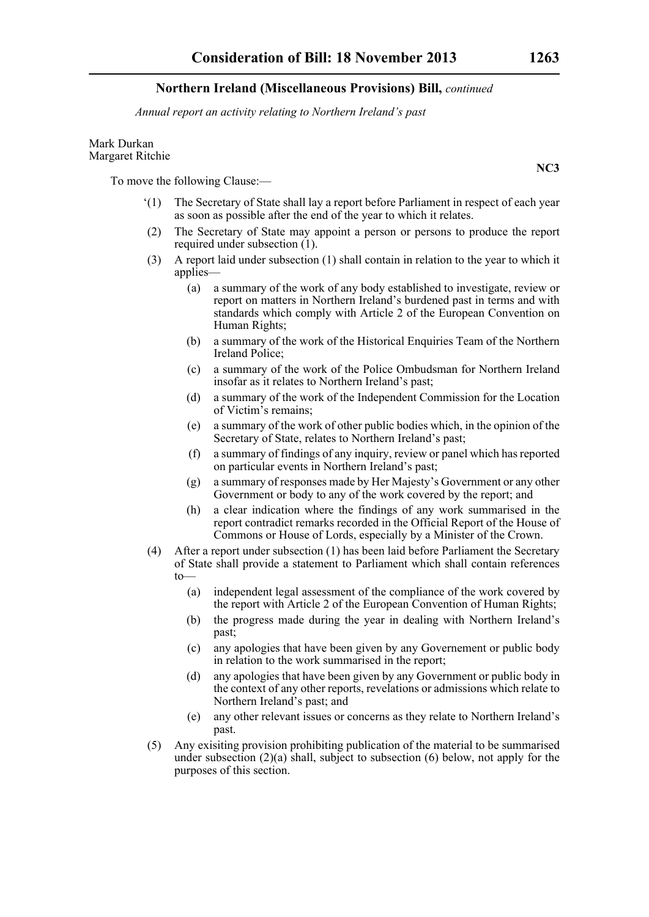*Annual report an activity relating to Northern Ireland's past*

Mark Durkan
Margaret Ritchie

**NC3**

To move the following Clause:—

'(1) The Secretary of State shall lay a report before Parliament in respect of each year as soon as possible after the end of the year to which it relates.

(2) The Secretary of State may appoint a person or persons to produce the report required under subsection (1).

(3) A report laid under subsection (1) shall contain in relation to the year to which it applies—

(a) a summary of the work of any body established to investigate, review or report on matters in Northern Ireland's burdened past in terms and with standards which comply with Article 2 of the European Convention on Human Rights;

(b) a summary of the work of the Historical Enquiries Team of the Northern Ireland Police;

(c) a summary of the work of the Police Ombudsman for Northern Ireland insofar as it relates to Northern Ireland's past;

(d) a summary of the work of the Independent Commission for the Location of Victim's remains;

(e) a summary of the work of other public bodies which, in the opinion of the Secretary of State, relates to Northern Ireland's past;

(f) a summary of findings of any inquiry, review or panel which has reported on particular events in Northern Ireland's past;

(g) a summary of responses made by Her Majesty's Government or any other Government or body to any of the work covered by the report; and

(h) a clear indication where the findings of any work summarised in the report contradict remarks recorded in the Official Report of the House of Commons or House of Lords, especially by a Minister of the Crown.

(4) After a report under subsection (1) has been laid before Parliament the Secretary of State shall provide a statement to Parliament which shall contain references to—

(a) independent legal assessment of the compliance of the work covered by the report with Article 2 of the European Convention of Human Rights;

(b) the progress made during the year in dealing with Northern Ireland's past;

(c) any apologies that have been given by any Governement or public body in relation to the work summarised in the report;

(d) any apologies that have been given by any Government or public body in the context of any other reports, revelations or admissions which relate to Northern Ireland's past; and

(e) any other relevant issues or concerns as they relate to Northern Ireland's past.

(5) Any exisiting provision prohibiting publication of the material to be summarised under subsection (2)(a) shall, subject to subsection (6) below, not apply for the purposes of this section.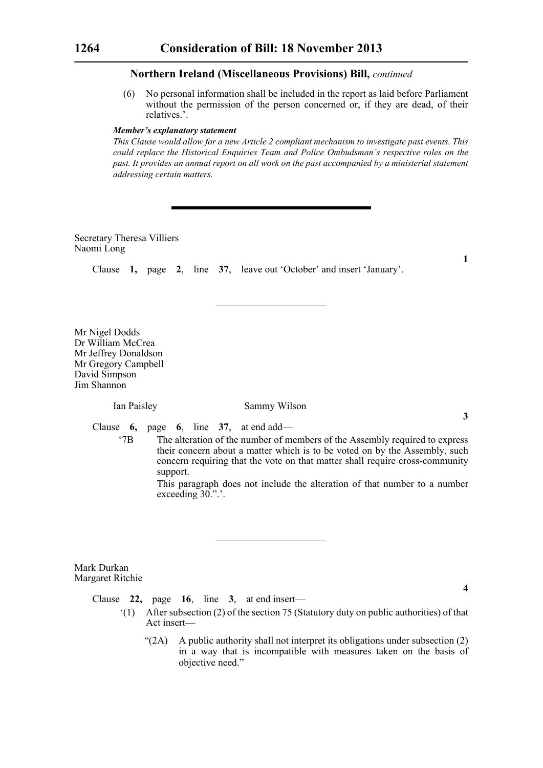## Northern Ireland (Miscellaneous Provisions) Bill, *continued*

(6) No personal information shall be included in the report as laid before Parliament without the permission of the person concerned or, if they are dead, of their relatives.'.

***Member's explanatory statement***

*This Clause would allow for a new Article 2 compliant mechanism to investigate past events. This could replace the Historical Enquiries Team and Police Ombudsman's respective roles on the past. It provides an annual report on all work on the past accompanied by a ministerial statement addressing certain matters.*

---

Secretary Theresa Villiers
Naomi Long

**1**

Clause **1**, page **2**, line **37**, leave out 'October' and insert 'January'.

---

Mr Nigel Dodds
Dr William McCrea
Mr Jeffrey Donaldson
Mr Gregory Campbell
David Simpson
Jim Shannon

Ian Paisley
Sammy Wilson

**3**

Clause **6**, page **6**, line **37**, at end add—

'7B The alteration of the number of members of the Assembly required to express their concern about a matter which is to be voted on by the Assembly, such concern requiring that the vote on that matter shall require cross-community support.

This paragraph does not include the alteration of that number to a number exceeding 30.".'.

---

Mark Durkan
Margaret Ritchie

**4**

Clause **22**, page **16**, line **3**, at end insert—

'(1) After subsection (2) of the section 75 (Statutory duty on public authorities) of that Act insert—

"(2A) A public authority shall not interpret its obligations under subsection (2) in a way that is incompatible with measures taken on the basis of objective need."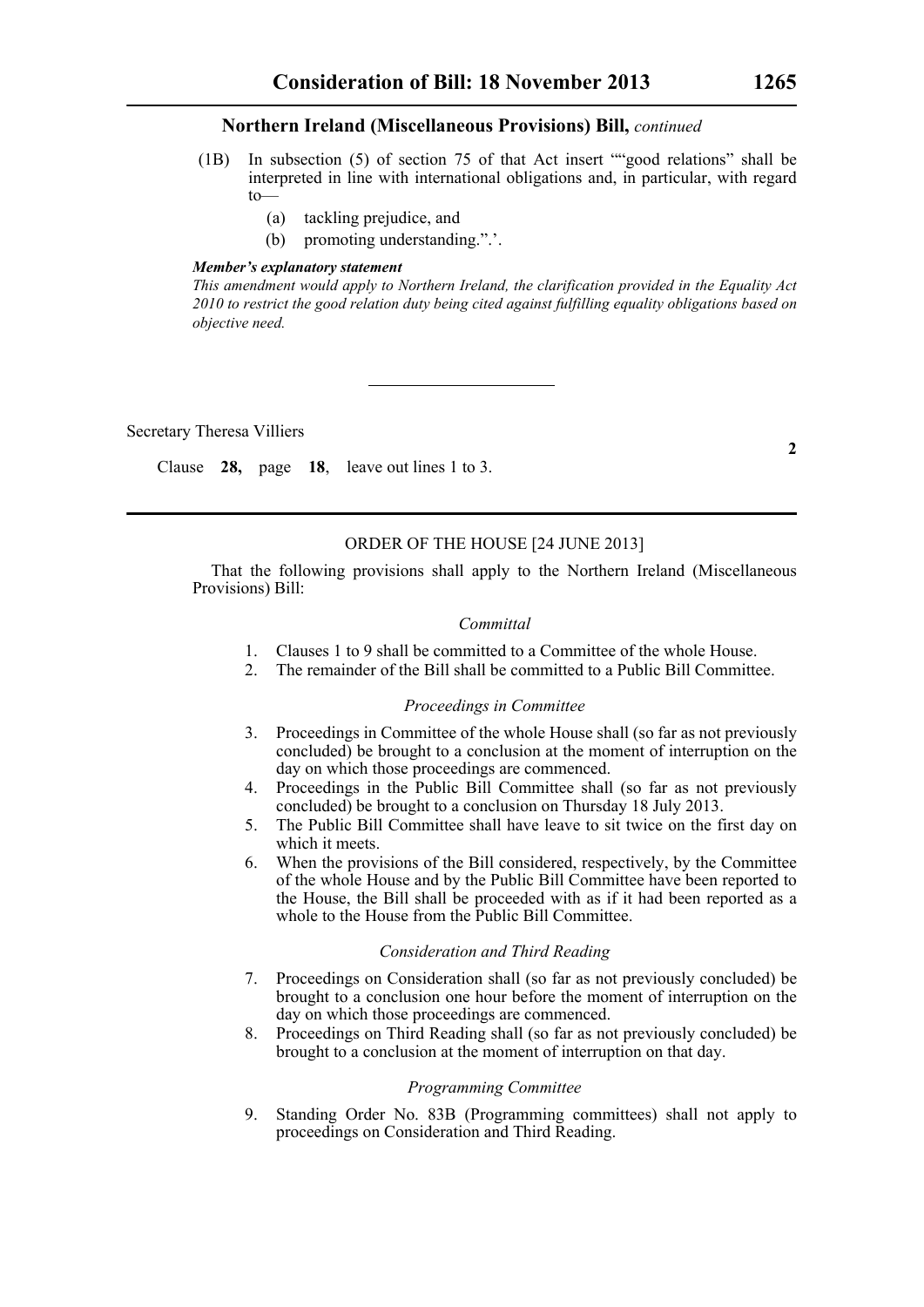**Northern Ireland (Miscellaneous Provisions) Bill,** *continued*

(1B) In subsection (5) of section 75 of that Act insert "“good relations” shall be interpreted in line with international obligations and, in particular, with regard to—

(a) tackling prejudice, and

(b) promoting understanding.”.’.

***Member’s explanatory statement***

*This amendment would apply to Northern Ireland, the clarification provided in the Equality Act 2010 to restrict the good relation duty being cited against fulfilling equality obligations based on objective need.*

---

Secretary Theresa Villiers

**2**

Clause **28,** page **18**, leave out lines 1 to 3.

---

ORDER OF THE HOUSE [24 JUNE 2013]

That the following provisions shall apply to the Northern Ireland (Miscellaneous Provisions) Bill:

*Committal*

1. Clauses 1 to 9 shall be committed to a Committee of the whole House.
2. The remainder of the Bill shall be committed to a Public Bill Committee.

*Proceedings in Committee*

3. Proceedings in Committee of the whole House shall (so far as not previously concluded) be brought to a conclusion at the moment of interruption on the day on which those proceedings are commenced.
4. Proceedings in the Public Bill Committee shall (so far as not previously concluded) be brought to a conclusion on Thursday 18 July 2013.
5. The Public Bill Committee shall have leave to sit twice on the first day on which it meets.
6. When the provisions of the Bill considered, respectively, by the Committee of the whole House and by the Public Bill Committee have been reported to the House, the Bill shall be proceeded with as if it had been reported as a whole to the House from the Public Bill Committee.

*Consideration and Third Reading*

7. Proceedings on Consideration shall (so far as not previously concluded) be brought to a conclusion one hour before the moment of interruption on the day on which those proceedings are commenced.
8. Proceedings on Third Reading shall (so far as not previously concluded) be brought to a conclusion at the moment of interruption on that day.

*Programming Committee*

9. Standing Order No. 83B (Programming committees) shall not apply to proceedings on Consideration and Third Reading.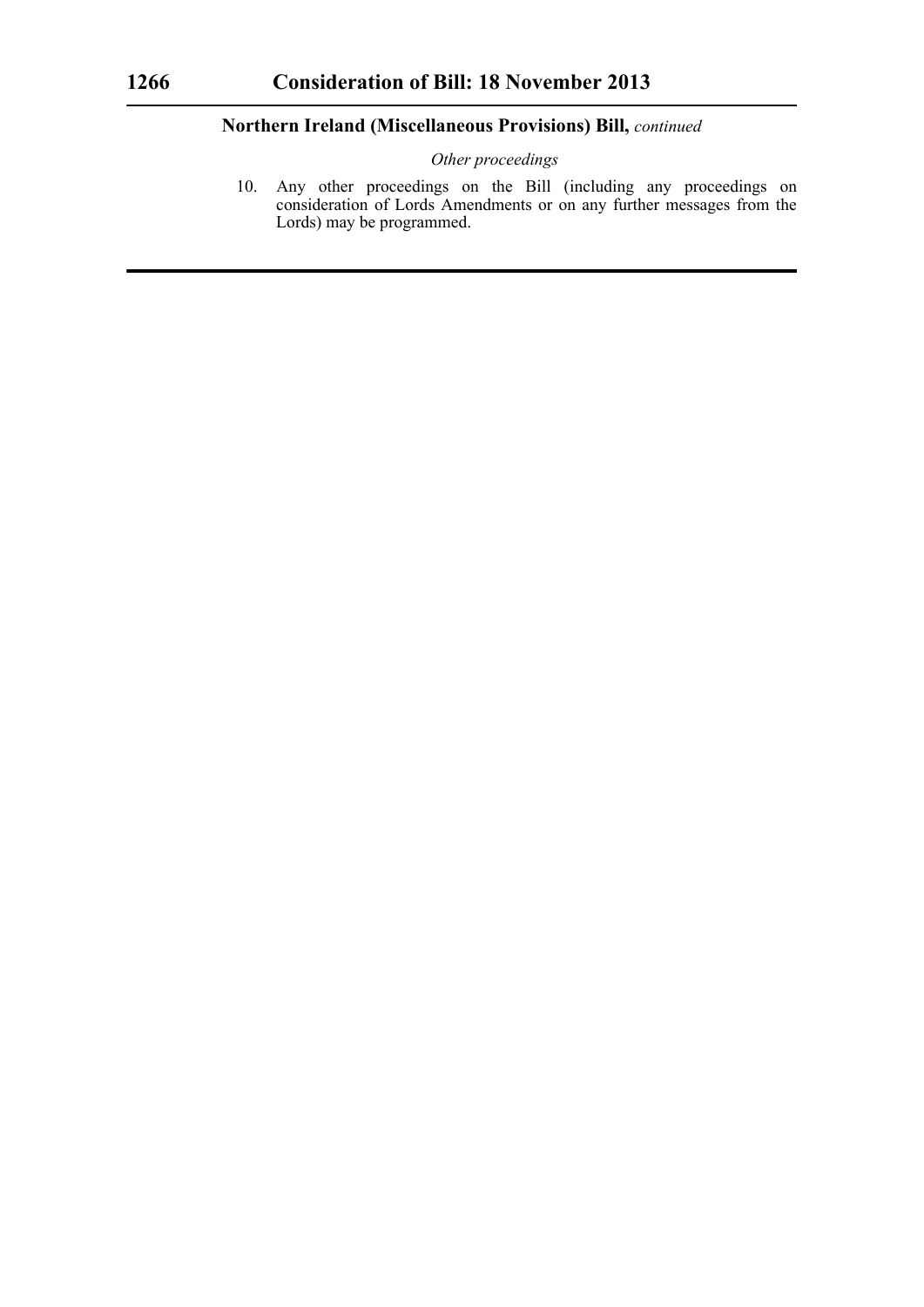## Northern Ireland (Miscellaneous Provisions) Bill, *continued*

*Other proceedings*

10. Any other proceedings on the Bill (including any proceedings on consideration of Lords Amendments or on any further messages from the Lords) may be programmed.